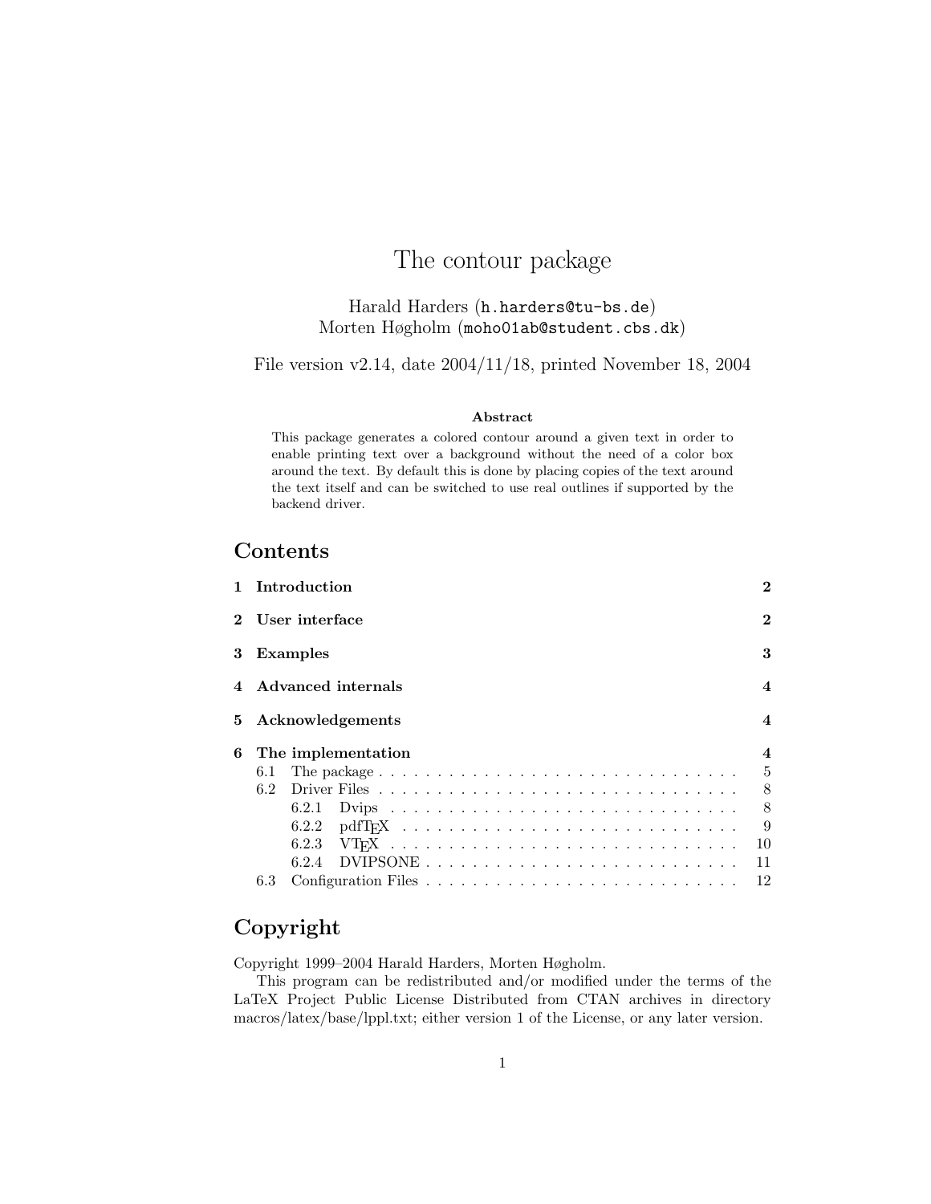# The contour package

Harald Harders (h.harders@tu-bs.de)
Morten Høgholm (moho01ab@student.cbs.dk)

File version v2.14, date 2004/11/18, printed November 18, 2004

**Abstract**

This package generates a colored contour around a given text in order to enable printing text over a background without the need of a color box around the text. By default this is done by placing copies of the text around the text itself and can be switched to use real outlines if supported by the backend driver.

## Contents

- **1 Introduction** — 2
- **2 User interface** — 2
- **3 Examples** — 3
- **4 Advanced internals** — 4
- **5 Acknowledgements** — 4
- **6 The implementation** — 4
  - 6.1 The package — 5
  - 6.2 Driver Files — 8
    - 6.2.1 Dvips — 8
    - 6.2.2 pdfTEX — 9
    - 6.2.3 VTEX — 10
    - 6.2.4 DVIPSONE — 11
  - 6.3 Configuration Files — 12

## Copyright

Copyright 1999–2004 Harald Harders, Morten Høgholm.

This program can be redistributed and/or modified under the terms of the LaTeX Project Public License Distributed from CTAN archives in directory macros/latex/base/lppl.txt; either version 1 of the License, or any later version.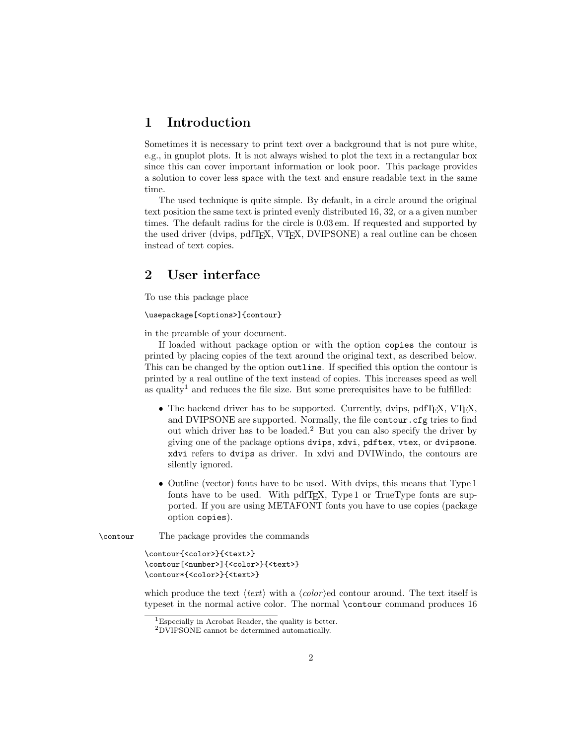## 1 Introduction

Sometimes it is necessary to print text over a background that is not pure white, e.g., in gnuplot plots. It is not always wished to plot the text in a rectangular box since this can cover important information or look poor. This package provides a solution to cover less space with the text and ensure readable text in the same time.

The used technique is quite simple. By default, in a circle around the original text position the same text is printed evenly distributed 16, 32, or a a given number times. The default radius for the circle is 0.03 em. If requested and supported by the used driver (dvips, pdfTEX, VTEX, DVIPSONE) a real outline can be chosen instead of text copies.

## 2 User interface

To use this package place

```
\usepackage[<options>]{contour}
```

in the preamble of your document.

If loaded without package option or with the option `copies` the contour is printed by placing copies of the text around the original text, as described below. This can be changed by the option `outline`. If specified this option the contour is printed by a real outline of the text instead of copies. This increases speed as well as quality[1] and reduces the file size. But some prerequisites have to be fulfilled:

- The backend driver has to be supported. Currently, dvips, pdfTEX, VTEX, and DVIPSONE are supported. Normally, the file `contour.cfg` tries to find out which driver has to be loaded.[2] But you can also specify the driver by giving one of the package options `dvips`, `xdvi`, `pdftex`, `vtex`, or `dvipsone`. `xdvi` refers to `dvips` as driver. In xdvi and DVIWindo, the contours are silently ignored.
- Outline (vector) fonts have to be used. With dvips, this means that Type 1 fonts have to be used. With pdfTEX, Type 1 or TrueType fonts are supported. If you are using METAFONT fonts you have to use copies (package option `copies`).

`\contour` The package provides the commands

```
\contour{<color>}{<text>}
\contour[<number>]{<color>}{<text>}
\contour*{<color>}{<text>}
```

which produce the text ⟨*text*⟩ with a ⟨*color*⟩ed contour around. The text itself is typeset in the normal active color. The normal `\contour` command produces 16

[1] Especially in Acrobat Reader, the quality is better.

[2] DVIPSONE cannot be determined automatically.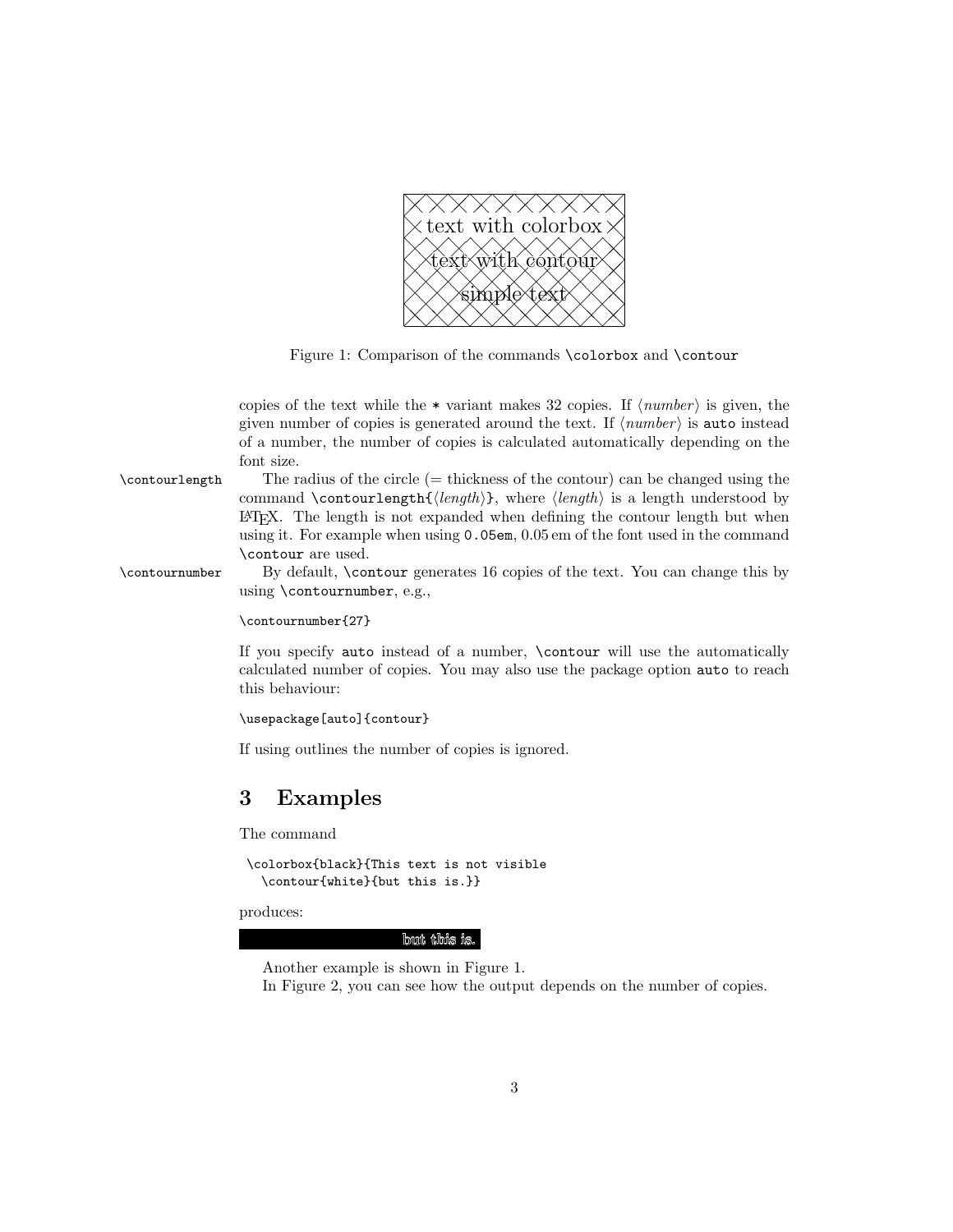text with colorbox

text with contour

simple text

Figure 1: Comparison of the commands `\colorbox` and `\contour`

copies of the text while the `*` variant makes 32 copies. If ⟨*number*⟩ is given, the given number of copies is generated around the text. If ⟨*number*⟩ is `auto` instead of a number, the number of copies is calculated automatically depending on the font size.

`\contourlength` The radius of the circle (= thickness of the contour) can be changed using the command `\contourlength{`⟨*length*⟩`}`, where ⟨*length*⟩ is a length understood by LaTeX. The length is not expanded when defining the contour length but when using it. For example when using `0.05em`, 0.05 em of the font used in the command `\contour` are used.

`\contournumber` By default, `\contour` generates 16 copies of the text. You can change this by using `\contournumber`, e.g.,

```
\contournumber{27}
```

If you specify `auto` instead of a number, `\contour` will use the automatically calculated number of copies. You may also use the package option `auto` to reach this behaviour:

```
\usepackage[auto]{contour}
```

If using outlines the number of copies is ignored.

## 3 Examples

The command

```
\colorbox{black}{This text is not visible
  \contour{white}{but this is.}}
```

produces:

but this is.

Another example is shown in Figure 1.

In Figure 2, you can see how the output depends on the number of copies.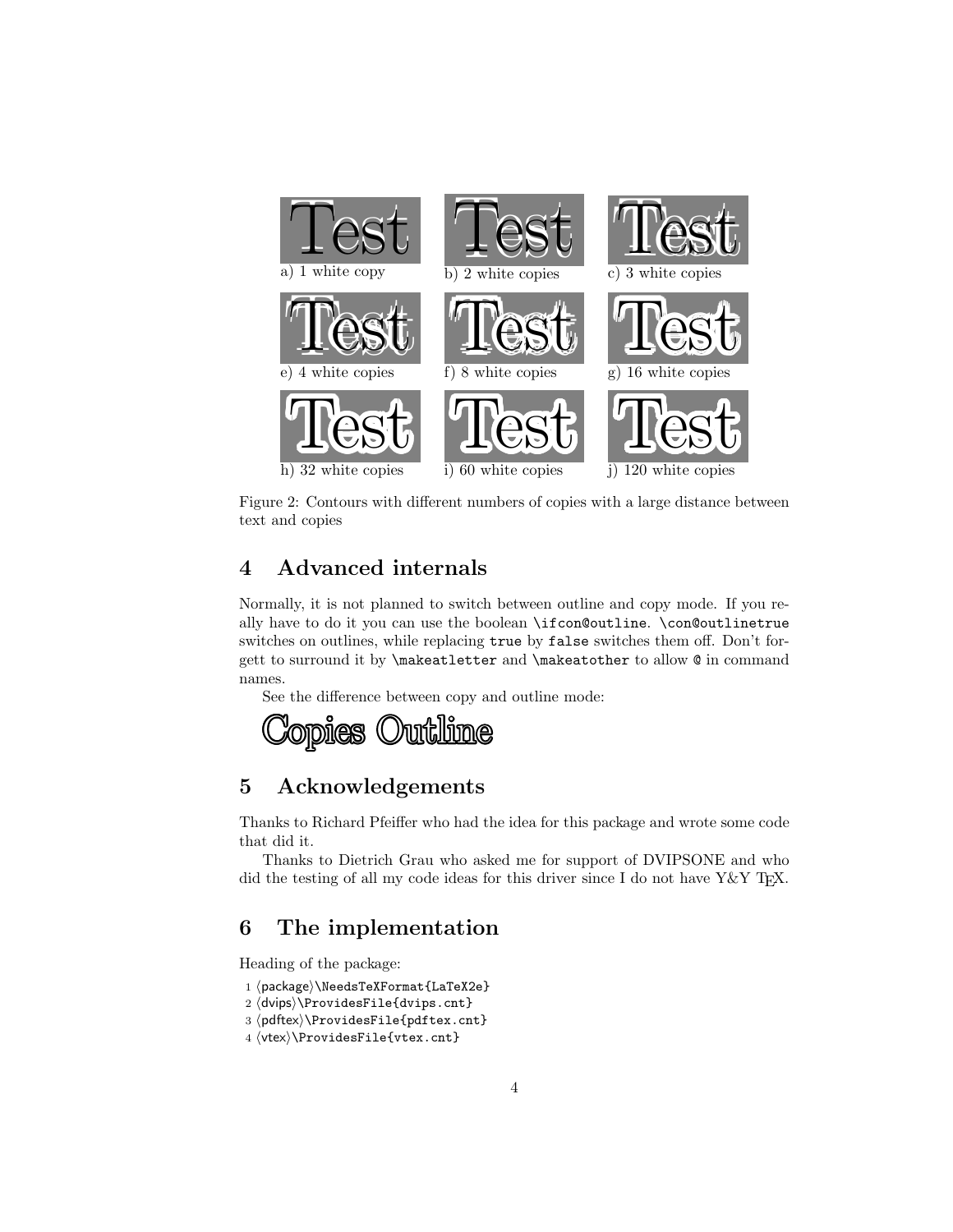a) 1 white copy b) 2 white copies c) 3 white copies

e) 4 white copies f) 8 white copies g) 16 white copies

h) 32 white copies i) 60 white copies j) 120 white copies

Figure 2: Contours with different numbers of copies with a large distance between text and copies

## 4 Advanced internals

Normally, it is not planned to switch between outline and copy mode. If you really have to do it you can use the boolean `\ifcon@outline`. `\con@outlinetrue` switches on outlines, while replacing `true` by `false` switches them off. Don't forgett to surround it by `\makeatletter` and `\makeatother` to allow `@` in command names.

See the difference between copy and outline mode:

Copies Outline

## 5 Acknowledgements

Thanks to Richard Pfeiffer who had the idea for this package and wrote some code that did it.

Thanks to Dietrich Grau who asked me for support of DVIPSONE and who did the testing of all my code ideas for this driver since I do not have Y&Y TEX.

## 6 The implementation

Heading of the package:

```
1 ⟨package⟩\NeedsTeXFormat{LaTeX2e}
2 ⟨dvips⟩\ProvidesFile{dvips.cnt}
3 ⟨pdftex⟩\ProvidesFile{pdftex.cnt}
4 ⟨vtex⟩\ProvidesFile{vtex.cnt}
```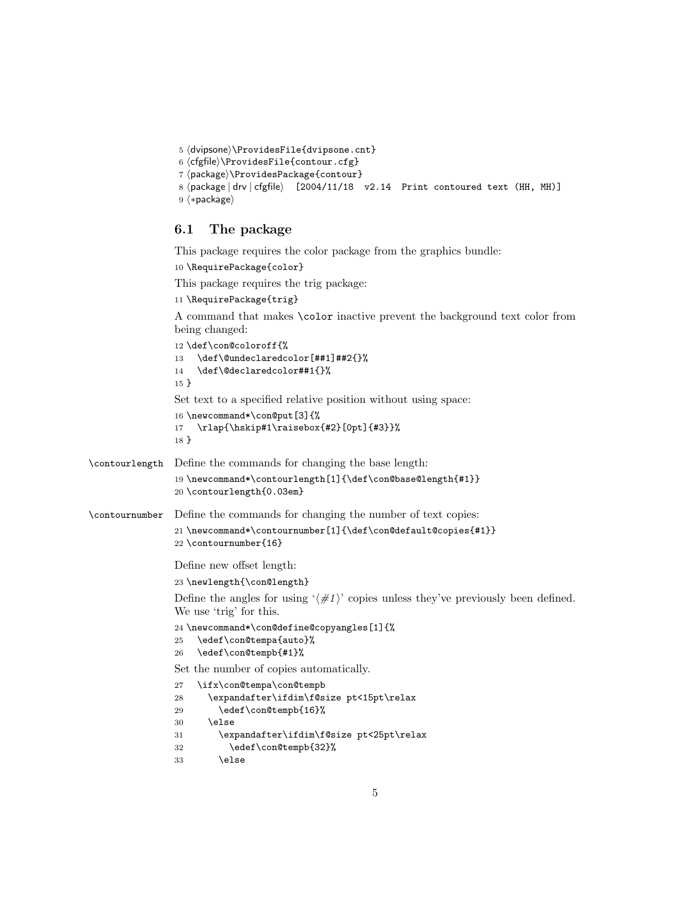```
5 ⟨dvipsone⟩\ProvidesFile{dvipsone.cnt}
6 ⟨cfgfile⟩\ProvidesFile{contour.cfg}
7 ⟨package⟩\ProvidesPackage{contour}
8 ⟨package | drv | cfgfile⟩  [2004/11/18  v2.14  Print contoured text (HH, MH)]
9 ⟨*package⟩
```

## 6.1 The package

This package requires the color package from the graphics bundle:

```
10 \RequirePackage{color}
```

This package requires the trig package:

```
11 \RequirePackage{trig}
```

A command that makes `\color` inactive prevent the background text color from being changed:

```
12 \def\con@coloroff{%
13   \def\@undeclaredcolor[##1]##2{}%
14   \def\@declaredcolor##1{}%
15 }
```

Set text to a specified relative position without using space:

```
16 \newcommand*\con@put[3]{%
17   \rlap{\hskip#1\raisebox{#2}[0pt]{#3}}%
18 }
```

`\contourlength` Define the commands for changing the base length:

```
19 \newcommand*\contourlength[1]{\def\con@base@length{#1}}
20 \contourlength{0.03em}
```

`\contournumber` Define the commands for changing the number of text copies:

```
21 \newcommand*\contournumber[1]{\def\con@default@copies{#1}}
22 \contournumber{16}
```

Define new offset length:

```
23 \newlength{\con@length}
```

Define the angles for using '⟨*#1*⟩' copies unless they've previously been defined. We use 'trig' for this.

```
24 \newcommand*\con@define@copyangles[1]{%
25   \edef\con@tempa{auto}%
26   \edef\con@tempb{#1}%
```

Set the number of copies automatically.

```
27   \ifx\con@tempa\con@tempb
28     \expandafter\ifdim\f@size pt<15pt\relax
29       \edef\con@tempb{16}%
30     \else
31       \expandafter\ifdim\f@size pt<25pt\relax
32         \edef\con@tempb{32}%
33       \else
```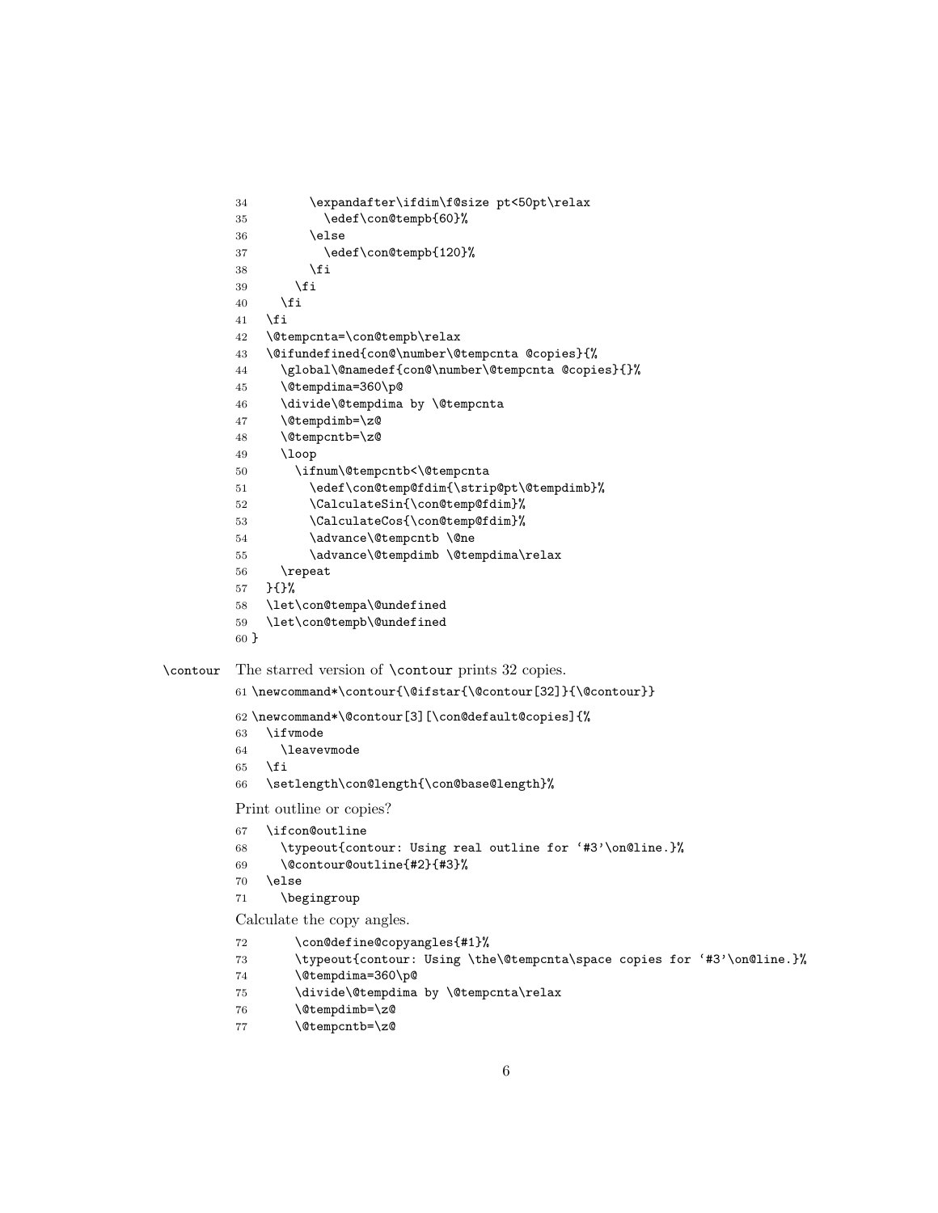```
34        \expandafter\ifdim\f@size pt<50pt\relax
35          \edef\con@tempb{60}%
36        \else
37          \edef\con@tempb{120}%
38        \fi
39      \fi
40    \fi
41  \fi
42  \@tempcnta=\con@tempb\relax
43  \@ifundefined{con@\number\@tempcnta @copies}{%
44    \global\@namedef{con@\number\@tempcnta @copies}{}%
45    \@tempdima=360\p@
46    \divide\@tempdima by \@tempcnta
47    \@tempdimb=\z@
48    \@tempcntb=\z@
49    \loop
50      \ifnum\@tempcntb<\@tempcnta
51        \edef\con@temp@fdim{\strip@pt\@tempdimb}%
52        \CalculateSin{\con@temp@fdim}%
53        \CalculateCos{\con@temp@fdim}%
54        \advance\@tempcntb \@ne
55        \advance\@tempdimb \@tempdima\relax
56    \repeat
57  }{}%
58  \let\con@tempa\@undefined
59  \let\con@tempb\@undefined
60 }
```

\contour The starred version of \contour prints 32 copies.

```
61 \newcommand*\contour{\@ifstar{\@contour[32]}{\@contour}}
```

```
62 \newcommand*\@contour[3][\con@default@copies]{%
63   \ifvmode
64     \leavevmode
65   \fi
66   \setlength\con@length{\con@base@length}%
```

Print outline or copies?

```
67   \ifcon@outline
68     \typeout{contour: Using real outline for '#3'\on@line.}%
69     \@contour@outline{#2}{#3}%
70   \else
71     \begingroup
```

Calculate the copy angles.

```
72       \con@define@copyangles{#1}%
73       \typeout{contour: Using \the\@tempcnta\space copies for '#3'\on@line.}%
74       \@tempdima=360\p@
75       \divide\@tempdima by \@tempcnta\relax
76       \@tempdimb=\z@
77       \@tempcntb=\z@
```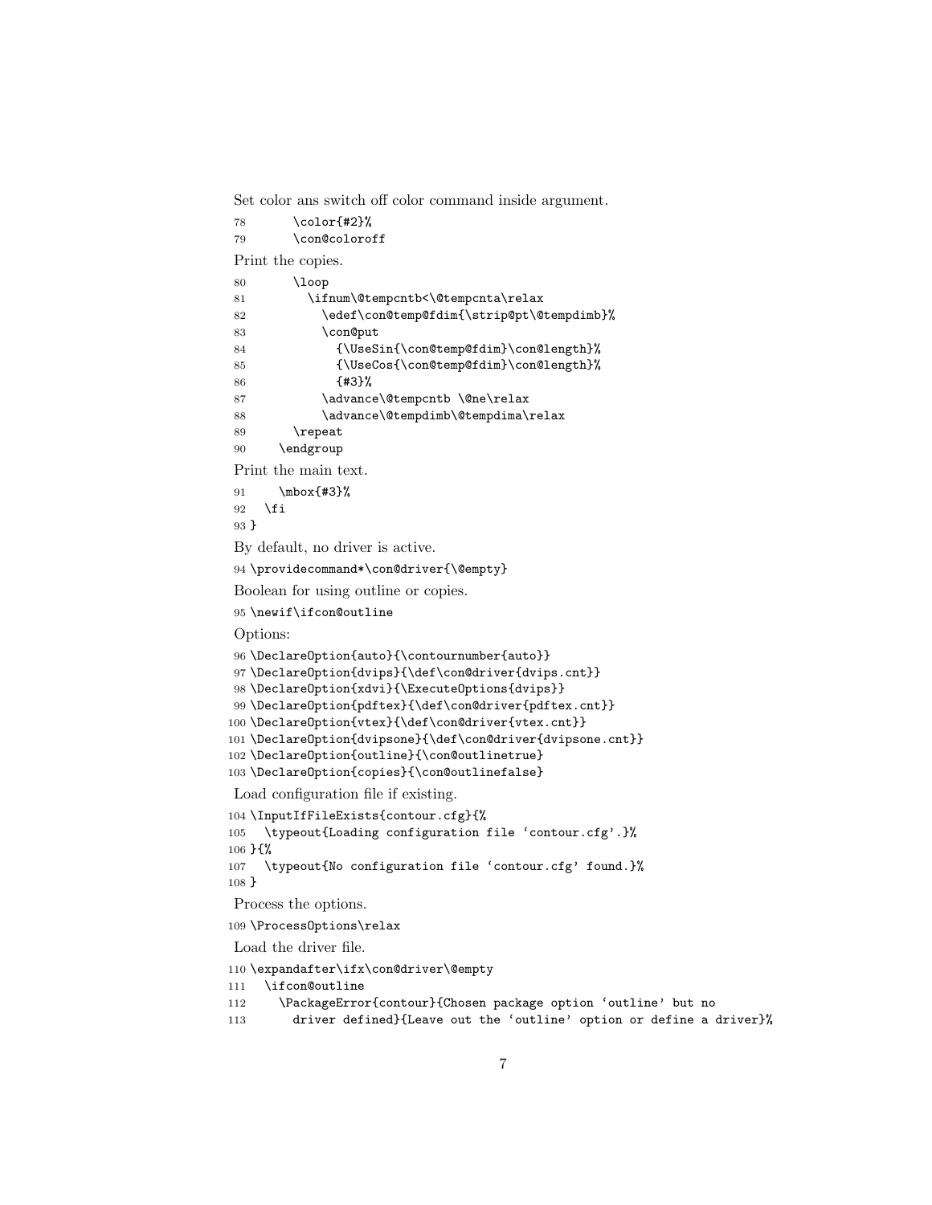Set color ans switch off color command inside argument.

```
78        \color{#2}%
79        \con@coloroff
```

Print the copies.

```
80        \loop
81          \ifnum\@tempcntb<\@tempcnta\relax
82            \edef\con@temp@fdim{\strip@pt\@tempdimb}%
83            \con@put
84              {\UseSin{\con@temp@fdim}\con@length}%
85              {\UseCos{\con@temp@fdim}\con@length}%
86              {#3}%
87            \advance\@tempcntb \@ne\relax
88            \advance\@tempdimb\@tempdima\relax
89        \repeat
90      \endgroup
```

Print the main text.

```
91      \mbox{#3}%
92    \fi
93 }
```

By default, no driver is active.

```
94 \providecommand*\con@driver{\@empty}
```

Boolean for using outline or copies.

```
95 \newif\ifcon@outline
```

Options:

```
96 \DeclareOption{auto}{\contournumber{auto}}
97 \DeclareOption{dvips}{\def\con@driver{dvips.cnt}}
98 \DeclareOption{xdvi}{\ExecuteOptions{dvips}}
99 \DeclareOption{pdftex}{\def\con@driver{pdftex.cnt}}
100 \DeclareOption{vtex}{\def\con@driver{vtex.cnt}}
101 \DeclareOption{dvipsone}{\def\con@driver{dvipsone.cnt}}
102 \DeclareOption{outline}{\con@outlinetrue}
103 \DeclareOption{copies}{\con@outlinefalse}
```

Load configuration file if existing.

```
104 \InputIfFileExists{contour.cfg}{%
105   \typeout{Loading configuration file `contour.cfg'.}%
106 }{%
107   \typeout{No configuration file `contour.cfg' found.}%
108 }
```

Process the options.

```
109 \ProcessOptions\relax
```

Load the driver file.

```
110 \expandafter\ifx\con@driver\@empty
111   \ifcon@outline
112     \PackageError{contour}{Chosen package option `outline' but no
113       driver defined}{Leave out the `outline' option or define a driver}%
```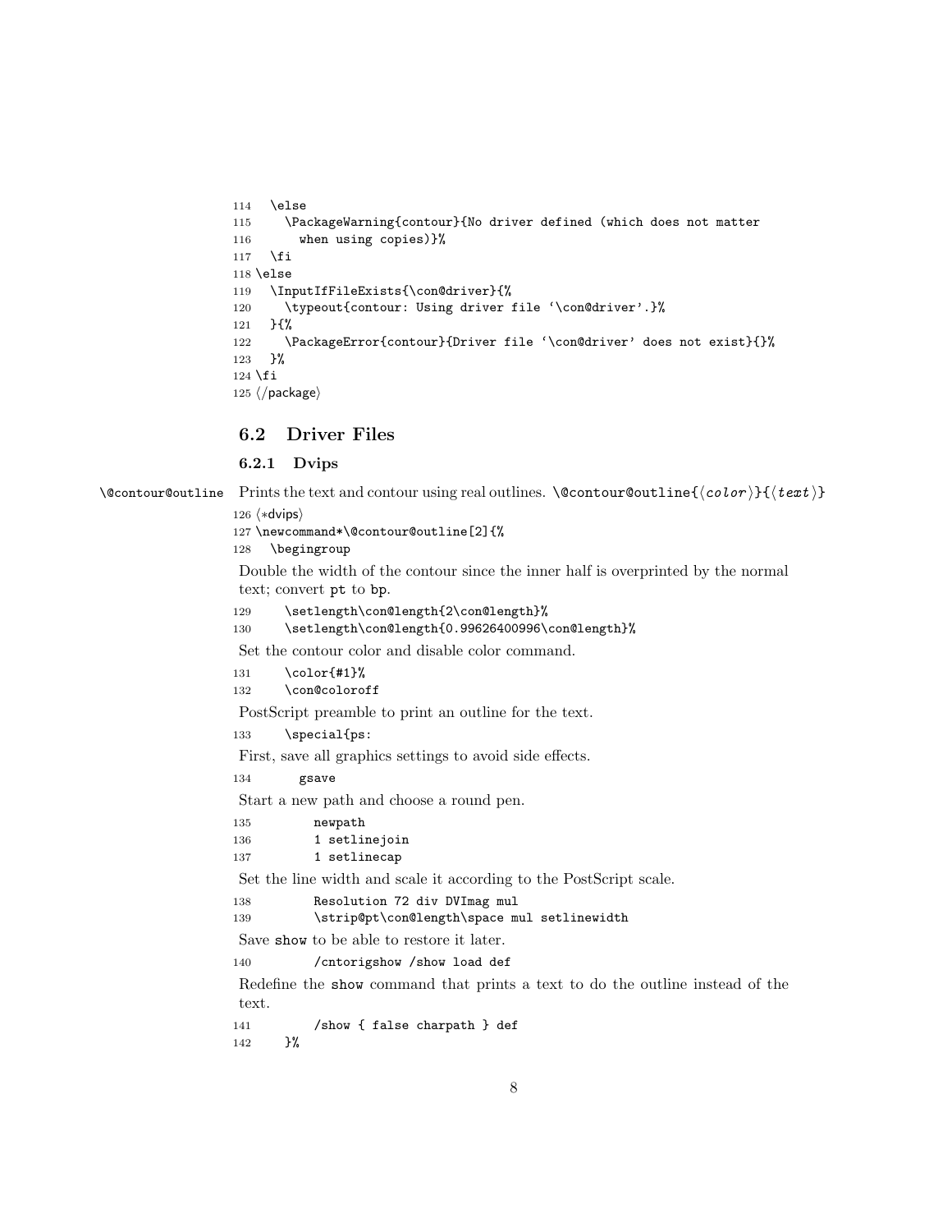```
114   \else
115     \PackageWarning{contour}{No driver defined (which does not matter
116       when using copies)}%
117   \fi
118 \else
119   \InputIfFileExists{\con@driver}{%
120     \typeout{contour: Using driver file '\con@driver'.}%
121   }{%
122     \PackageError{contour}{Driver file '\con@driver' does not exist}{}%
123   }%
124 \fi
125 </package>
```

### 6.2 Driver Files

#### 6.2.1 Dvips

`\@contour@outline` Prints the text and contour using real outlines. `\@contour@outline{⟨color⟩}{⟨text⟩}`

```
126 <*dvips>
127 \newcommand*\@contour@outline[2]{%
128   \begingroup
```

Double the width of the contour since the inner half is overprinted by the normal text; convert `pt` to `bp`.

```
129     \setlength\con@length{2\con@length}%
130     \setlength\con@length{0.99626400996\con@length}%
```

Set the contour color and disable color command.

```
131     \color{#1}%
132     \con@coloroff
```

PostScript preamble to print an outline for the text.

```
133     \special{ps:
```

First, save all graphics settings to avoid side effects.

```
134       gsave
```

Start a new path and choose a round pen.

```
135         newpath
136         1 setlinejoin
137         1 setlinecap
```

Set the line width and scale it according to the PostScript scale.

```
138         Resolution 72 div DVImag mul
139         \strip@pt\con@length\space mul setlinewidth
```

Save `show` to be able to restore it later.

```
140         /cntorigshow /show load def
```

Redefine the `show` command that prints a text to do the outline instead of the text.

```
141         /show { false charpath } def
142     }%
```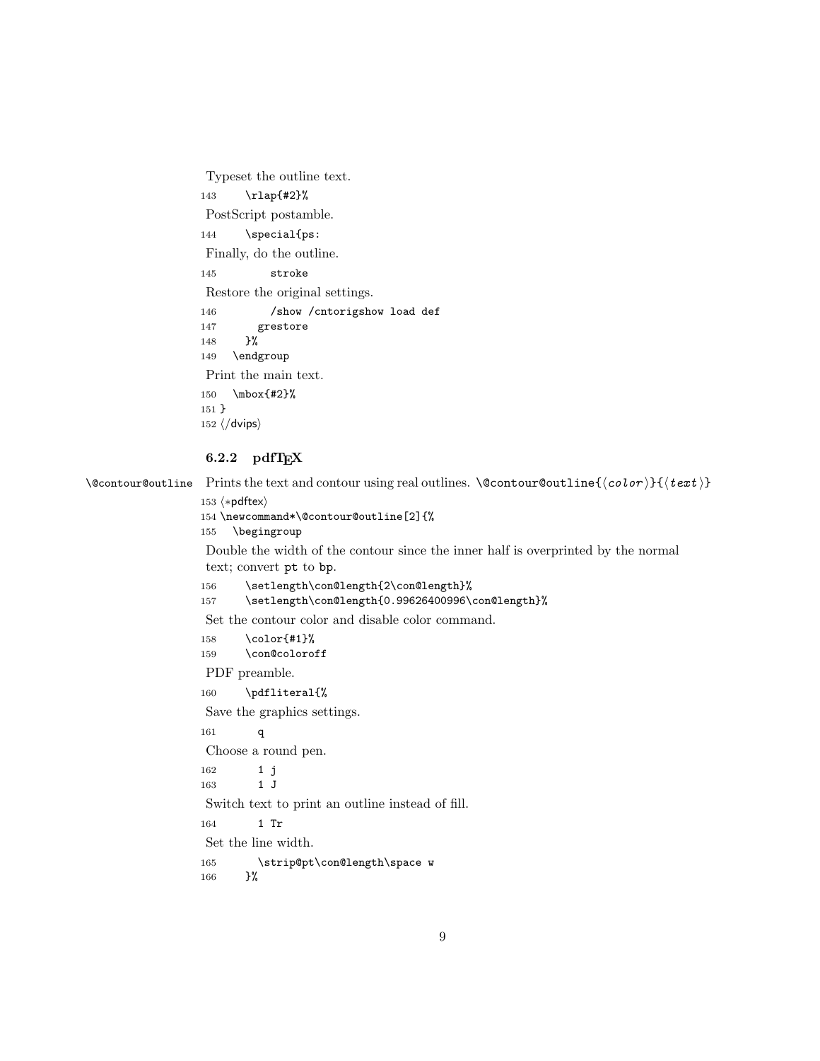Typeset the outline text.

```
143     \rlap{#2}%
```

PostScript postamble.

```
144     \special{ps:
```

Finally, do the outline.

```
145         stroke
```

Restore the original settings.

```
146         /show /cntorigshow load def
147       grestore
148     }%
149   \endgroup
```

Print the main text.

```
150   \mbox{#2}%
151 }
152 </dvips>
```

### 6.2.2 pdfTEX

\@contour@outline Prints the text and contour using real outlines. \@contour@outline{⟨*color*⟩}{⟨*text*⟩}

```
153 <*pdftex>
154 \newcommand*\@contour@outline[2]{%
155   \begingroup
```

Double the width of the contour since the inner half is overprinted by the normal text; convert pt to bp.

```
156     \setlength\con@length{2\con@length}%
157     \setlength\con@length{0.99626400996\con@length}%
```

Set the contour color and disable color command.

```
158     \color{#1}%
159     \con@coloroff
```

PDF preamble.

```
160     \pdfliteral{%
```

Save the graphics settings.

```
161       q
```

Choose a round pen.

```
162       1 j
163       1 J
```

Switch text to print an outline instead of fill.

```
164       1 Tr
```

Set the line width.

```
165       \strip@pt\con@length\space w
166     }%
```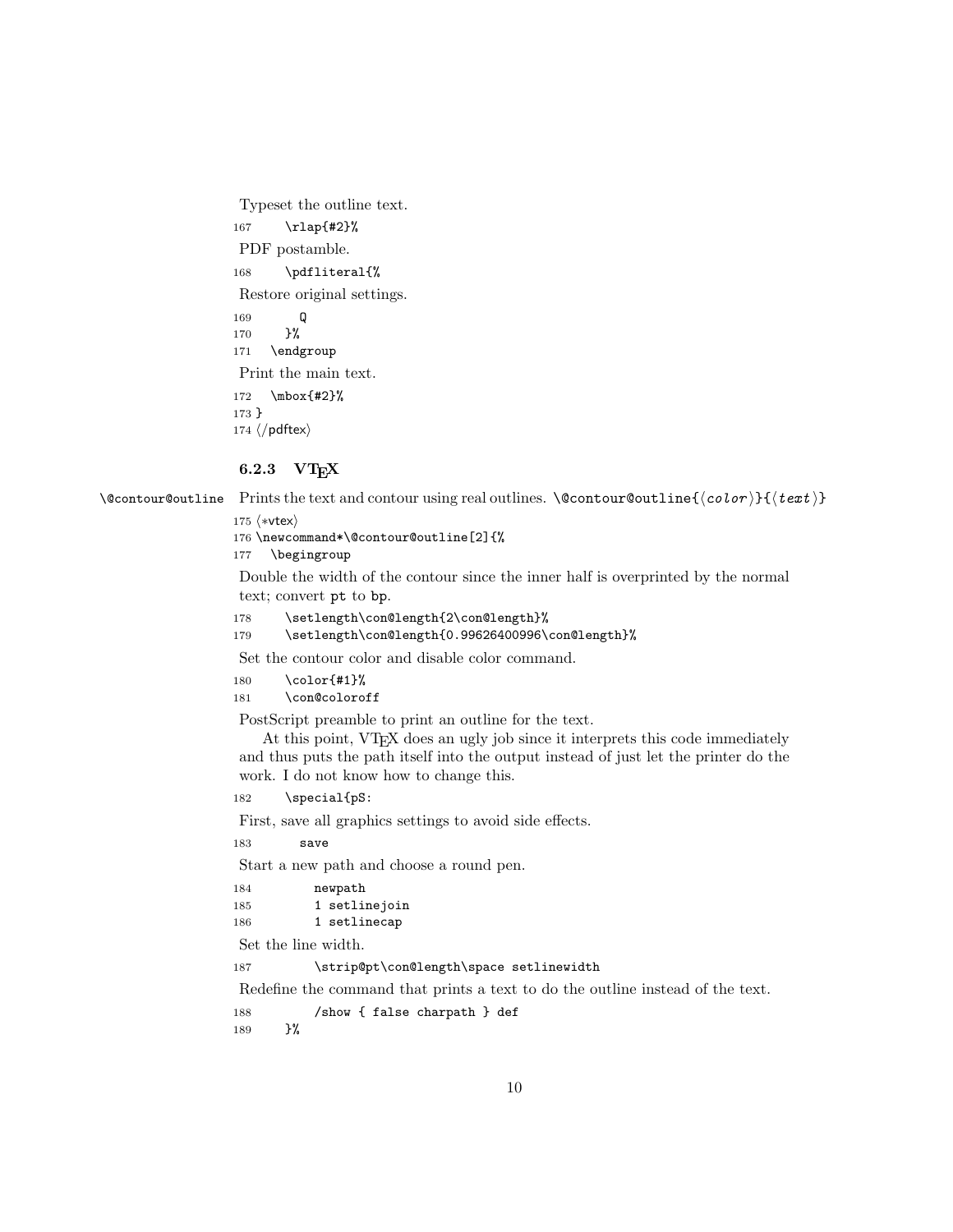Typeset the outline text.

```
167       \rlap{#2}%
```

PDF postamble.

```
168       \pdfliteral{%
```

Restore original settings.

```
169         Q
170       }%
171   \endgroup
```

Print the main text.

```
172   \mbox{#2}%
173 }
174 ⟨/pdftex⟩
```

### 6.2.3 VTEX

\@contour@outline Prints the text and contour using real outlines. `\@contour@outline{⟨color⟩}{⟨text⟩}`

```
175 ⟨*vtex⟩
176 \newcommand*\@contour@outline[2]{%
177   \begingroup
```

Double the width of the contour since the inner half is overprinted by the normal text; convert pt to bp.

```
178       \setlength\con@length{2\con@length}%
179       \setlength\con@length{0.99626400996\con@length}%
```

Set the contour color and disable color command.

```
180       \color{#1}%
181       \con@coloroff
```

PostScript preamble to print an outline for the text.

At this point, VTEX does an ugly job since it interprets this code immediately and thus puts the path itself into the output instead of just let the printer do the work. I do not know how to change this.

```
182       \special{pS:
```

First, save all graphics settings to avoid side effects.

```
183         save
```

Start a new path and choose a round pen.

```
184           newpath
185           1 setlinejoin
186           1 setlinecap
```

Set the line width.

```
187           \strip@pt\con@length\space setlinewidth
```

Redefine the command that prints a text to do the outline instead of the text.

```
188           /show { false charpath } def
189       }%
```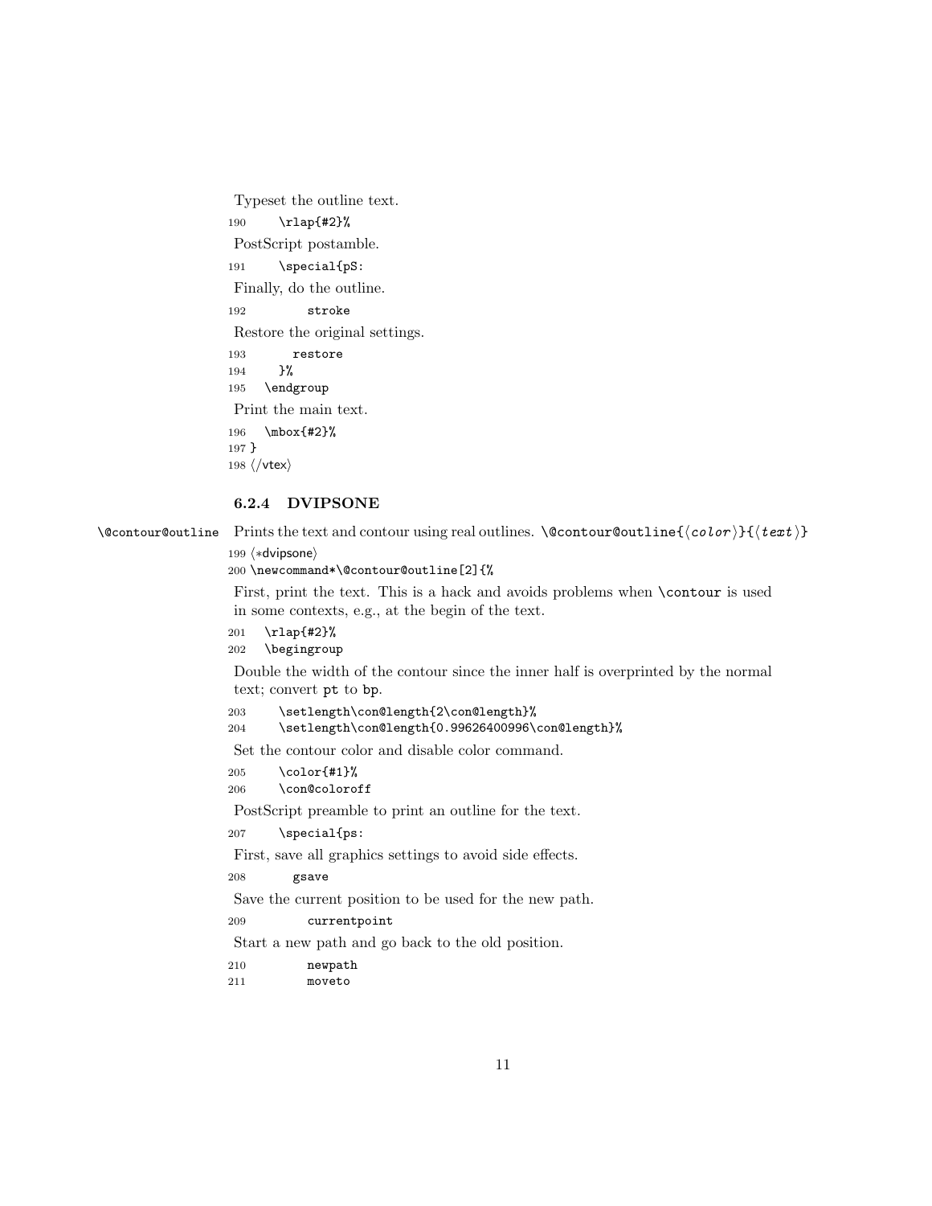Typeset the outline text.

```
190      \rlap{#2}%
```

PostScript postamble.

```
191      \special{pS:
```

Finally, do the outline.

```
192          stroke
```

Restore the original settings.

```
193        restore
194      }%
195   \endgroup
```

Print the main text.

```
196   \mbox{#2}%
197 }
198 ⟨/vtex⟩
```

### 6.2.4 DVIPSONE

\@contour@outline Prints the text and contour using real outlines. \@contour@outline{⟨color⟩}{⟨text⟩}

```
199 ⟨*dvipsone⟩
200 \newcommand*\@contour@outline[2]{%
```

First, print the text. This is a hack and avoids problems when \contour is used in some contexts, e.g., at the begin of the text.

```
201   \rlap{#2}%
202   \begingroup
```

Double the width of the contour since the inner half is overprinted by the normal text; convert pt to bp.

```
203      \setlength\con@length{2\con@length}%
204      \setlength\con@length{0.99626400996\con@length}%
```

Set the contour color and disable color command.

```
205      \color{#1}%
206      \con@coloroff
```

PostScript preamble to print an outline for the text.

```
207      \special{ps:
```

First, save all graphics settings to avoid side effects.

```
208        gsave
```

Save the current position to be used for the new path.

```
209          currentpoint
```

Start a new path and go back to the old position.

```
210          newpath
211          moveto
```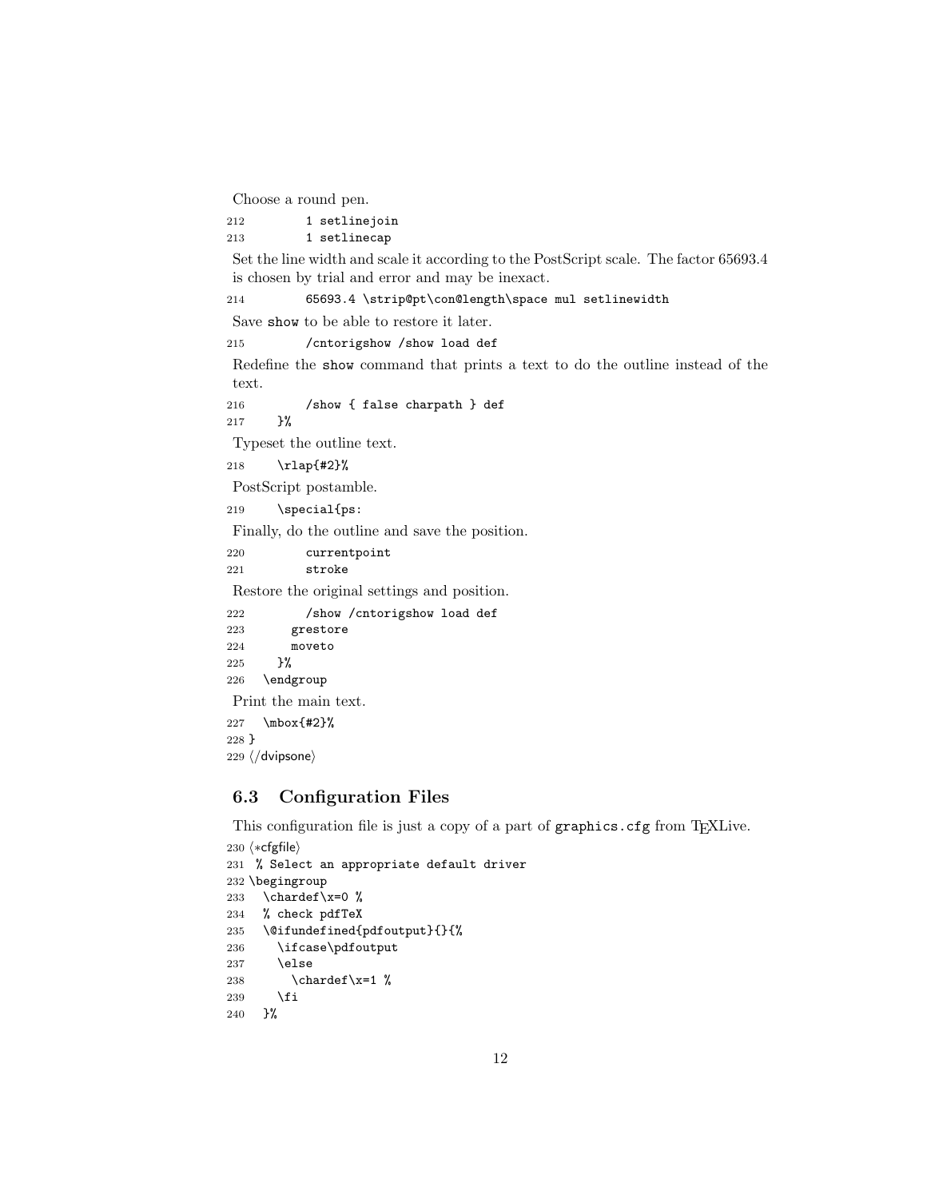Choose a round pen.

```
212         1 setlinejoin
213         1 setlinecap
```

Set the line width and scale it according to the PostScript scale. The factor 65693.4 is chosen by trial and error and may be inexact.

```
214         65693.4 \strip@pt\con@length\space mul setlinewidth
```

Save `show` to be able to restore it later.

```
215         /cntorigshow /show load def
```

Redefine the `show` command that prints a text to do the outline instead of the text.

```
216         /show { false charpath } def
217     }%
```

Typeset the outline text.

```
218     \rlap{#2}%
```

PostScript postamble.

```
219     \special{ps:
```

Finally, do the outline and save the position.

```
220         currentpoint
221         stroke
```

Restore the original settings and position.

```
222         /show /cntorigshow load def
223       grestore
224       moveto
225     }%
226   \endgroup
```

Print the main text.

```
227   \mbox{#2}%
228 }
229 </dvipsone>
```

## 6.3 Configuration Files

This configuration file is just a copy of a part of `graphics.cfg` from TEXLive.

```
230 <*cfgfile>
231 % Select an appropriate default driver
232 \begingroup
233   \chardef\x=0 %
234   % check pdfTeX
235   \@ifundefined{pdfoutput}{}{%
236     \ifcase\pdfoutput
237     \else
238       \chardef\x=1 %
239     \fi
240   }%
```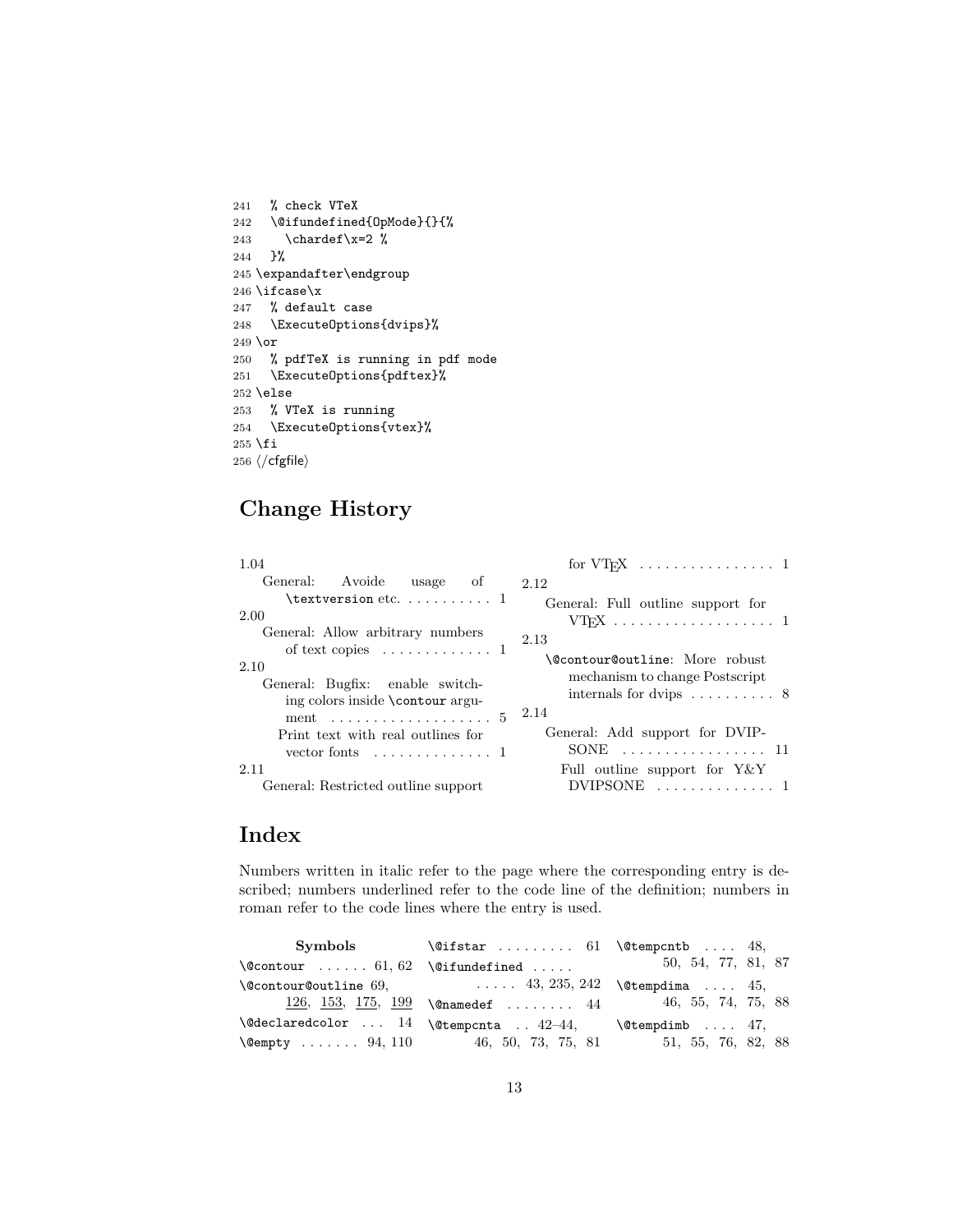```
241   % check VTeX
242   \@ifundefined{OpMode}{}{%
243     \chardef\x=2 %
244   }%
245 \expandafter\endgroup
246 \ifcase\x
247   % default case
248   \ExecuteOptions{dvips}%
249 \or
250   % pdfTeX is running in pdf mode
251   \ExecuteOptions{pdftex}%
252 \else
253   % VTeX is running
254   \ExecuteOptions{vtex}%
255 \fi
256 ⟨/cfgfile⟩
```

## Change History

1.04
- General: Avoide usage of `\textversion` etc. . . . . . . . . . . 1

2.00
- General: Allow arbitrary numbers of text copies . . . . . . . . . . . . . 1

2.10
- General: Bugfix: enable switching colors inside `\contour` argument . . . . . . . . . . . . . . . . . . . 5
- Print text with real outlines for vector fonts . . . . . . . . . . . . . . 1

2.11
- General: Restricted outline support for VTEX . . . . . . . . . . . . . . . . 1

2.12
- General: Full outline support for VTEX . . . . . . . . . . . . . . . . . . . 1

2.13
- `\@contour@outline`: More robust mechanism to change Postscript internals for dvips . . . . . . . . . . 8

2.14
- General: Add support for DVIPSONE . . . . . . . . . . . . . . . . . 11
- Full outline support for Y&Y DVIPSONE . . . . . . . . . . . . . . 1

## Index

Numbers written in italic refer to the page where the corresponding entry is described; numbers underlined refer to the code line of the definition; numbers in roman refer to the code lines where the entry is used.

**Symbols**

- `\@contour` . . . . . . 61, 62
- `\@contour@outline` 69, 126, 153, 175, 199
- `\@declaredcolor` . . . 14
- `\@empty` . . . . . . . 94, 110
- `\@ifstar` . . . . . . . . . 61
- `\@ifundefined` . . . . . . . . . 43, 235, 242
- `\@namedef` . . . . . . . . 44
- `\@tempcnta` . . 42–44, 46, 50, 73, 75, 81
- `\@tempcntb` . . . . 48, 50, 54, 77, 81, 87
- `\@tempdima` . . . . 45, 46, 55, 74, 75, 88
- `\@tempdimb` . . . . 47, 51, 55, 76, 82, 88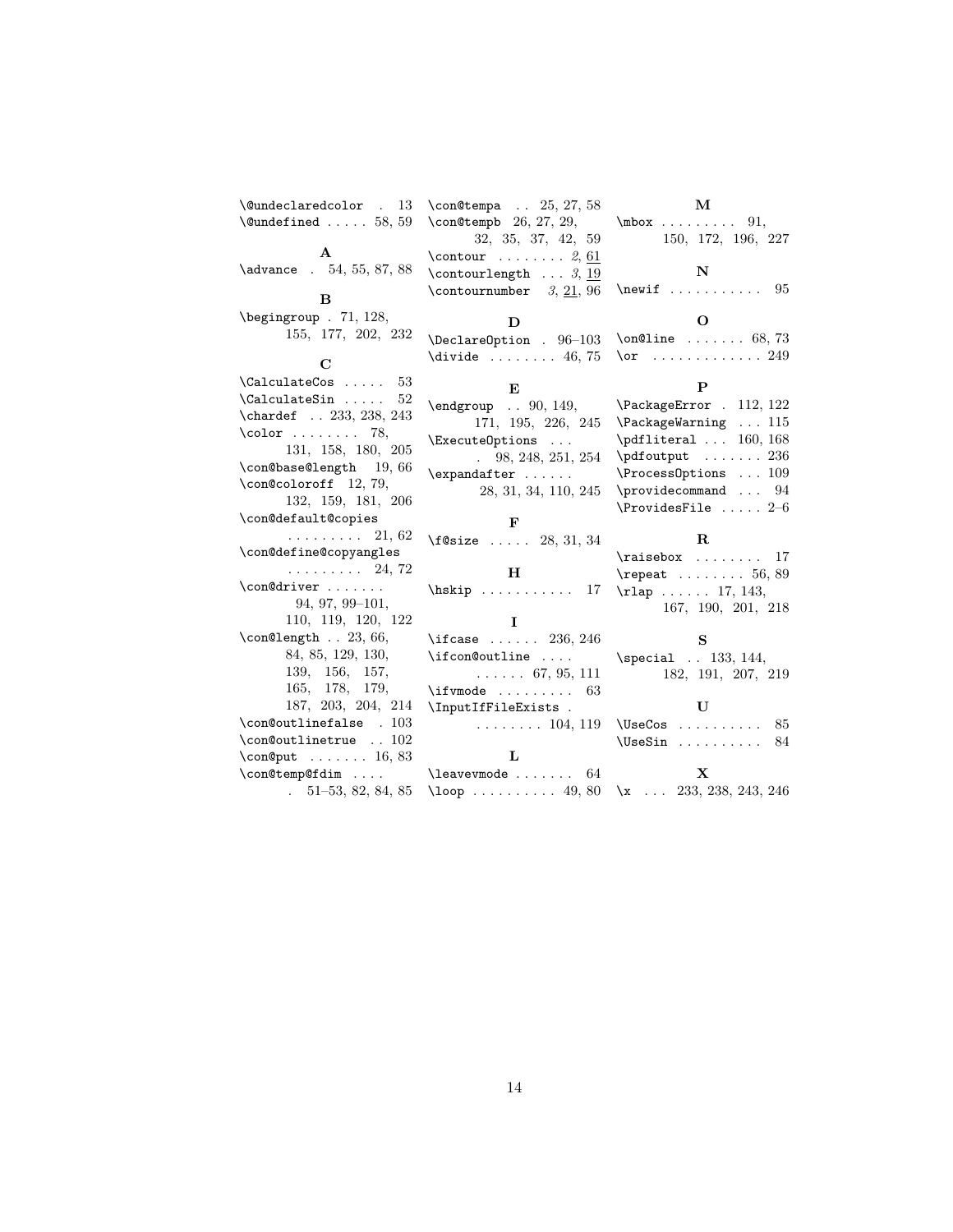\@undeclaredcolor . 13
\@undefined . . . . . 58, 59

**A**

\advance . 54, 55, 87, 88

**B**

\begingroup . 71, 128, 155, 177, 202, 232

**C**

\CalculateCos . . . . . 53
\CalculateSin . . . . . 52
\chardef . . 233, 238, 243
\color . . . . . . . . 78, 131, 158, 180, 205
\con@base@length 19, 66
\con@coloroff 12, 79, 132, 159, 181, 206
\con@default@copies . . . . . . . . . 21, 62
\con@define@copyangles . . . . . . . . . 24, 72
\con@driver . . . . . . . 94, 97, 99–101, 110, 119, 120, 122
\con@length . . 23, 66, 84, 85, 129, 130, 139, 156, 157, 165, 178, 179, 187, 203, 204, 214
\con@outlinefalse . 103
\con@outlinetrue . . 102
\con@put . . . . . . . 16, 83
\con@temp@fdim . . . . . 51–53, 82, 84, 85
\con@tempa . . 25, 27, 58
\con@tempb 26, 27, 29, 32, 35, 37, 42, 59
\contour . . . . . . . . *2*, <u>61</u>
\contourlength . . . *3*, <u>19</u>
\contournumber *3*, <u>21</u>, 96

**D**

\DeclareOption . 96–103
\divide . . . . . . . . 46, 75

**E**

\endgroup . . 90, 149, 171, 195, 226, 245
\ExecuteOptions . . . . 98, 248, 251, 254
\expandafter . . . . . . 28, 31, 34, 110, 245

**F**

\f@size . . . . . 28, 31, 34

**H**

\hskip . . . . . . . . . . . 17

**I**

\ifcase . . . . . . 236, 246
\ifcon@outline . . . . . . . . . . 67, 95, 111
\ifvmode . . . . . . . . . 63
\InputIfFileExists . . . . . . . . . 104, 119

**L**

\leavevmode . . . . . . . 64
\loop . . . . . . . . . . 49, 80

**M**

\mbox . . . . . . . . . 91, 150, 172, 196, 227

**N**

\newif . . . . . . . . . . . 95

**O**

\on@line . . . . . . . 68, 73
\or . . . . . . . . . . . . . 249

**P**

\PackageError . 112, 122
\PackageWarning . . . 115
\pdfliteral . . . 160, 168
\pdfoutput . . . . . . . 236
\ProcessOptions . . . 109
\providecommand . . . 94
\ProvidesFile . . . . . 2–6

**R**

\raisebox . . . . . . . . 17
\repeat . . . . . . . . 56, 89
\rlap . . . . . . 17, 143, 167, 190, 201, 218

**S**

\special . . 133, 144, 182, 191, 207, 219

**U**

\UseCos . . . . . . . . . . 85
\UseSin . . . . . . . . . . 84

**X**

\x . . . 233, 238, 243, 246